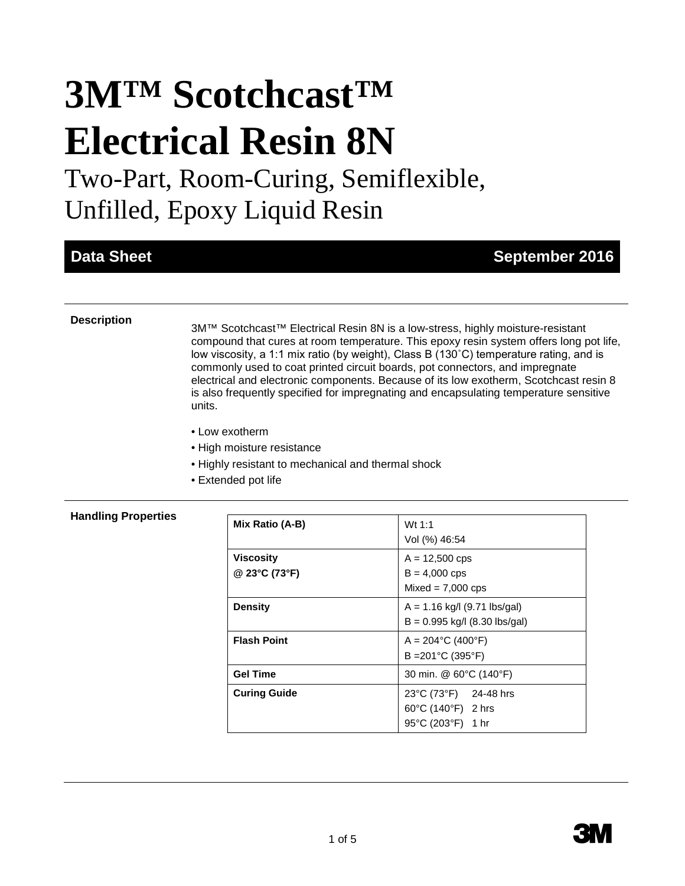# 3M™ Scotchcast™ Electrical Resin 8N

## Two-Part, Room-Curing, Semiflexible, Unfilled, Epoxy Liquid Resin

**Data Sheet** | **September 2016**

---

### Description

3M™ Scotchcast™ Electrical Resin 8N is a low-stress, highly moisture-resistant compound that cures at room temperature. This epoxy resin system offers long pot life, low viscosity, a 1:1 mix ratio (by weight), Class B (130˚C) temperature rating, and is commonly used to coat printed circuit boards, pot connectors, and impregnate electrical and electronic components. Because of its low exotherm, Scotchcast resin 8 is also frequently specified for impregnating and encapsulating temperature sensitive units.

- Low exotherm
- High moisture resistance
- Highly resistant to mechanical and thermal shock
- Extended pot life

### Handling Properties

| | |
|---|---|
| **Mix Ratio (A-B)** | Wt 1:1<br>Vol (%) 46:54 |
| **Viscosity @ 23°C (73°F)** | A = 12,500 cps<br>B = 4,000 cps<br>Mixed = 7,000 cps |
| **Density** | A = 1.16 kg/l (9.71 lbs/gal)<br>B = 0.995 kg/l (8.30 lbs/gal) |
| **Flash Point** | A = 204°C (400°F)<br>B =201°C (395°F) |
| **Gel Time** | 30 min. @ 60°C (140°F) |
| **Curing Guide** | 23°C (73°F) 24-48 hrs<br>60°C (140°F) 2 hrs<br>95°C (203°F) 1 hr |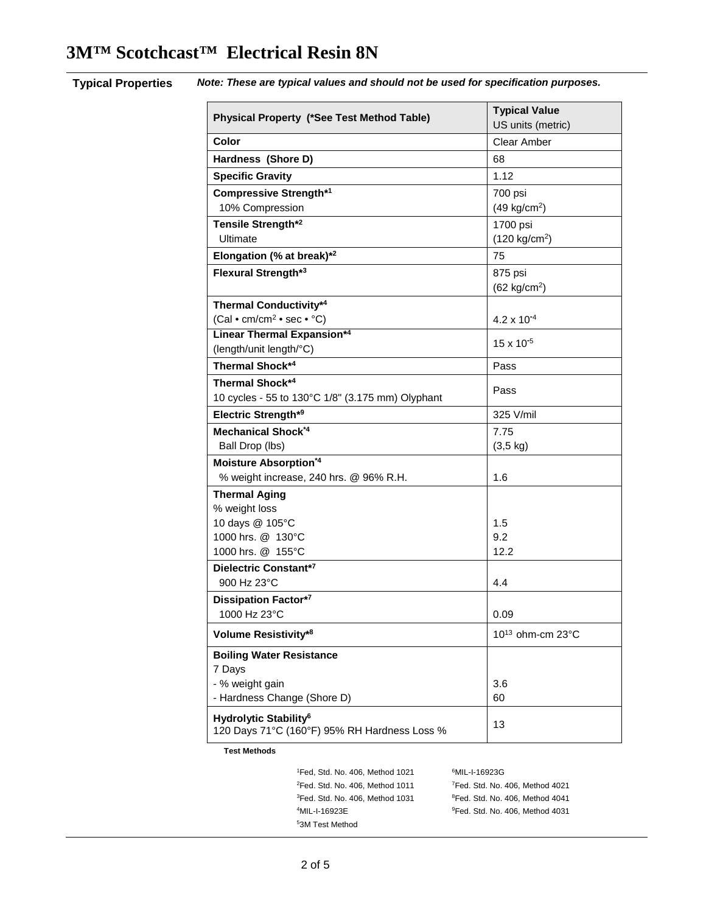# 3M™ Scotchcast™ Electrical Resin 8N

**Typical Properties** ***Note: These are typical values and should not be used for specification purposes.***

| **Physical Property (*See Test Method Table)** | **Typical Value** US units (metric) |
|---|---|
| **Color** | Clear Amber |
| **Hardness (Shore D)** | 68 |
| **Specific Gravity** | 1.12 |
| **Compressive Strength***[1] 10% Compression | 700 psi ($49\ kg/cm^2$) |
| **Tensile Strength***[2] Ultimate | 1700 psi ($120\ kg/cm^2$) |
| **Elongation (% at break)***[2] | 75 |
| **Flexural Strength***[3] | 875 psi ($62\ kg/cm^2$) |
| **Thermal Conductivity***[4] (Cal • $cm/cm^2$ • sec • °C) | $4.2 \times 10^{-4}$ |
| **Linear Thermal Expansion***[4] (length/unit length/°C) | $15 \times 10^{-5}$ |
| **Thermal Shock***[4] | Pass |
| **Thermal Shock***[4] 10 cycles - 55 to 130°C 1/8" (3.175 mm) Olyphant | Pass |
| **Electric Strength***[9] | 325 V/mil |
| **Mechanical Shock***[4] Ball Drop (lbs) | 7.75 (3,5 kg) |
| **Moisture Absorption***[4] % weight increase, 240 hrs. @ 96% R.H. | 1.6 |
| **Thermal Aging** % weight loss 10 days @ 105°C / 1000 hrs. @ 130°C / 1000 hrs. @ 155°C | 1.5 / 9.2 / 12.2 |
| **Dielectric Constant***[7] 900 Hz 23°C | 4.4 |
| **Dissipation Factor***[7] 1000 Hz 23°C | 0.09 |
| **Volume Resistivity***[8] | $10^{13}$ ohm-cm 23°C |
| **Boiling Water Resistance** 7 Days - % weight gain / - Hardness Change (Shore D) | 3.6 / 60 |
| **Hydrolytic Stability**[6] 120 Days 71°C (160°F) 95% RH Hardness Loss % | 13 |

**Test Methods**

[1]Fed. Std. No. 406, Method 1021
[2]Fed. Std. No. 406, Method 1011
[3]Fed. Std. No. 406, Method 1031
[4]MIL-I-16923E
[5]3M Test Method
[6]MIL-I-16923G
[7]Fed. Std. No. 406, Method 4021
[8]Fed. Std. No. 406, Method 4041
[9]Fed. Std. No. 406, Method 4031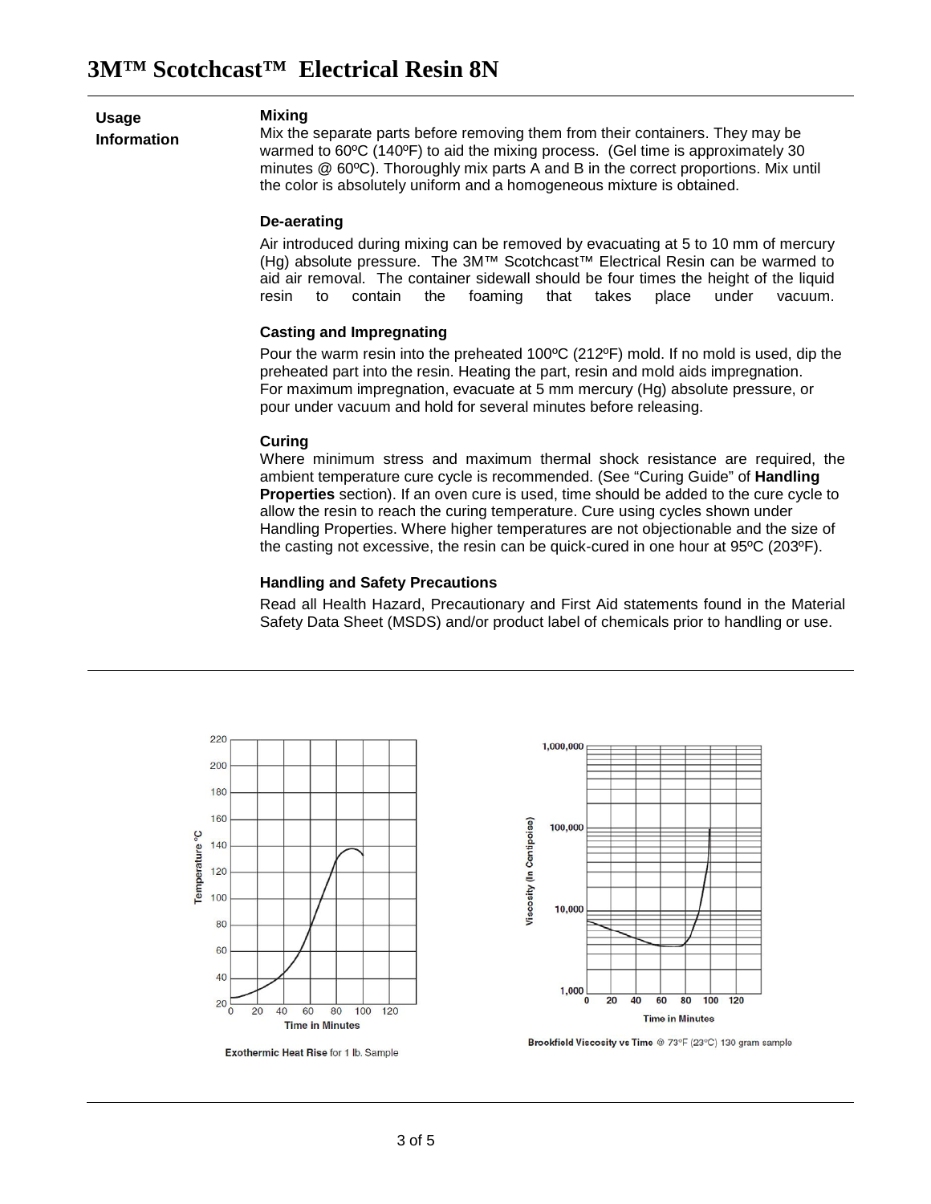# 3M™ Scotchcast™ Electrical Resin 8N

## Usage Information

### Mixing

Mix the separate parts before removing them from their containers. They may be warmed to 60ºC (140ºF) to aid the mixing process. (Gel time is approximately 30 minutes @ 60ºC). Thoroughly mix parts A and B in the correct proportions. Mix until the color is absolutely uniform and a homogeneous mixture is obtained.

### De-aerating

Air introduced during mixing can be removed by evacuating at 5 to 10 mm of mercury (Hg) absolute pressure. The 3M™ Scotchcast™ Electrical Resin can be warmed to aid air removal. The container sidewall should be four times the height of the liquid resin to contain the foaming that takes place under vacuum.

### Casting and Impregnating

Pour the warm resin into the preheated 100ºC (212ºF) mold. If no mold is used, dip the preheated part into the resin. Heating the part, resin and mold aids impregnation. For maximum impregnation, evacuate at 5 mm mercury (Hg) absolute pressure, or pour under vacuum and hold for several minutes before releasing.

### Curing

Where minimum stress and maximum thermal shock resistance are required, the ambient temperature cure cycle is recommended. (See "Curing Guide" of **Handling Properties** section). If an oven cure is used, time should be added to the cure cycle to allow the resin to reach the curing temperature. Cure using cycles shown under Handling Properties. Where higher temperatures are not objectionable and the size of the casting not excessive, the resin can be quick-cured in one hour at 95ºC (203ºF).

### Handling and Safety Precautions

Read all Health Hazard, Precautionary and First Aid statements found in the Material Safety Data Sheet (MSDS) and/or product label of chemicals prior to handling or use.

**Exothermic Heat Rise** for 1 lb. Sample

**Brookfield Viscosity vs Time** @ 73°F (23°C) 130 gram sample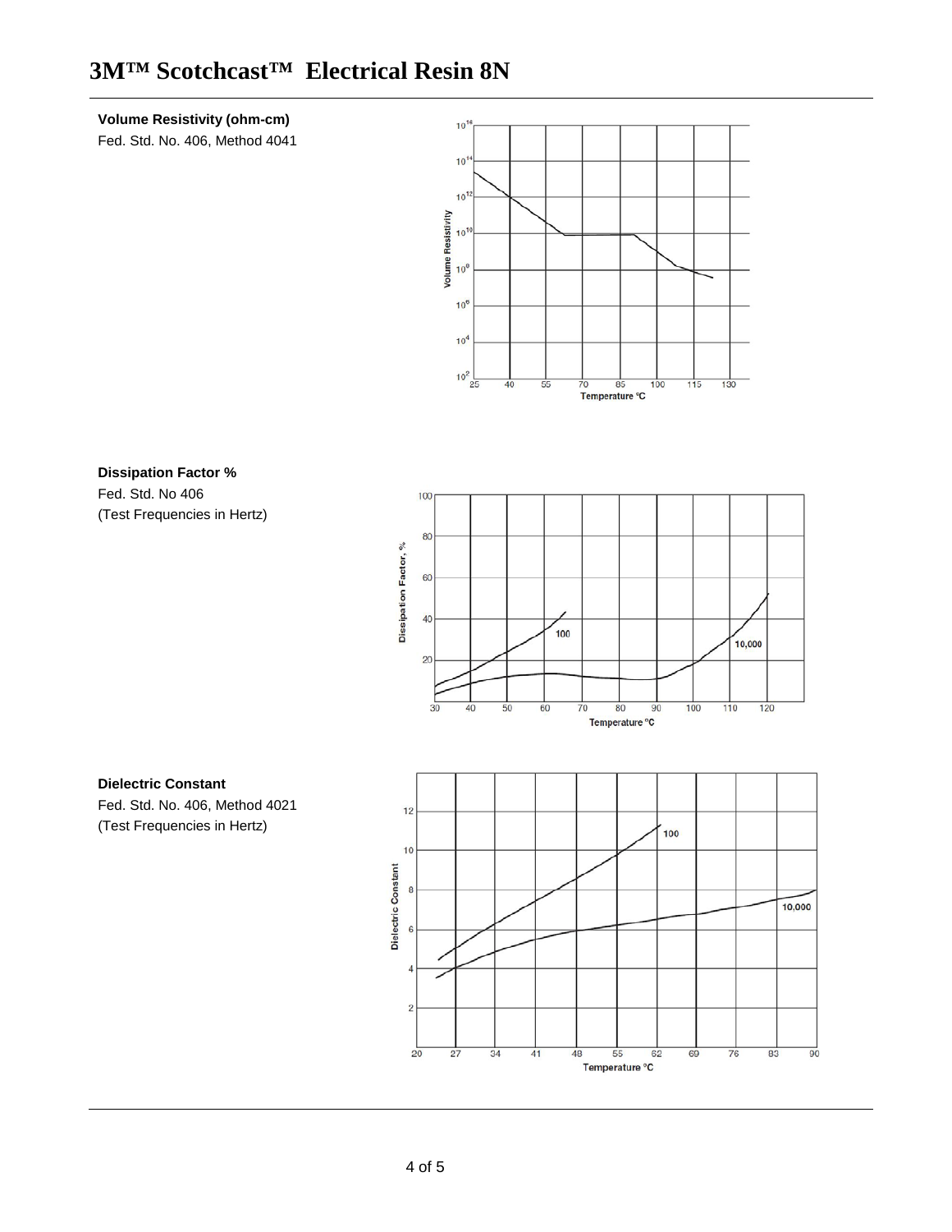# 3M™ Scotchcast™ Electrical Resin 8N

**Volume Resistivity (ohm-cm)**

Fed. Std. No. 406, Method 4041

**Dissipation Factor %**

Fed. Std. No 406

(Test Frequencies in Hertz)

**Dielectric Constant**

Fed. Std. No. 406, Method 4021

(Test Frequencies in Hertz)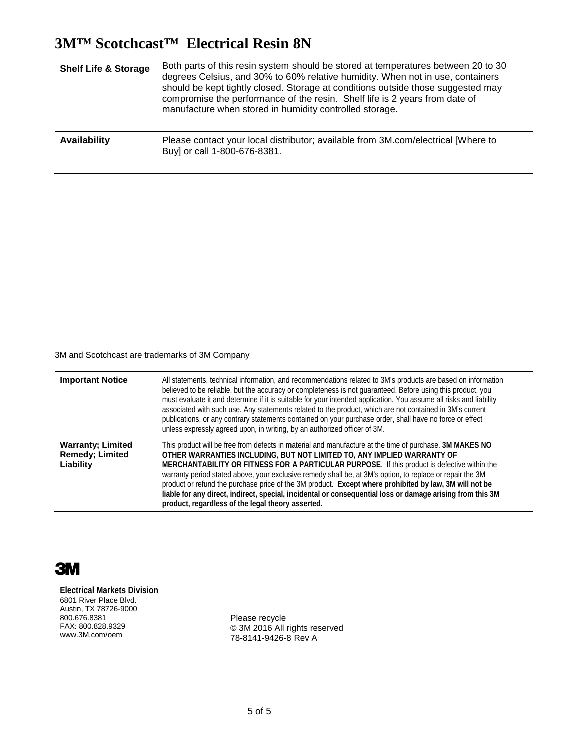# 3M™ Scotchcast™ Electrical Resin 8N

| | |
|---|---|
| **Shelf Life & Storage** | Both parts of this resin system should be stored at temperatures between 20 to 30 degrees Celsius, and 30% to 60% relative humidity. When not in use, containers should be kept tightly closed. Storage at conditions outside those suggested may compromise the performance of the resin. Shelf life is 2 years from date of manufacture when stored in humidity controlled storage. |
| **Availability** | Please contact your local distributor; available from 3M.com/electrical [Where to Buy] or call 1-800-676-8381. |

3M and Scotchcast are trademarks of 3M Company

| | |
|---|---|
| **Important Notice** | All statements, technical information, and recommendations related to 3M's products are based on information believed to be reliable, but the accuracy or completeness is not guaranteed. Before using this product, you must evaluate it and determine if it is suitable for your intended application. You assume all risks and liability associated with such use. Any statements related to the product, which are not contained in 3M's current publications, or any contrary statements contained on your purchase order, shall have no force or effect unless expressly agreed upon, in writing, by an authorized officer of 3M. |
| **Warranty; Limited Remedy; Limited Liability** | This product will be free from defects in material and manufacture at the time of purchase. **3M MAKES NO OTHER WARRANTIES INCLUDING, BUT NOT LIMITED TO, ANY IMPLIED WARRANTY OF MERCHANTABILITY OR FITNESS FOR A PARTICULAR PURPOSE**. If this product is defective within the warranty period stated above, your exclusive remedy shall be, at 3M's option, to replace or repair the 3M product or refund the purchase price of the 3M product. **Except where prohibited by law, 3M will not be liable for any direct, indirect, special, incidental or consequential loss or damage arising from this 3M product, regardless of the legal theory asserted.** |

**3M**

**Electrical Markets Division**
6801 River Place Blvd.
Austin, TX 78726-9000
800.676.8381
FAX: 800.828.9329
www.3M.com/oem

Please recycle
© 3M 2016 All rights reserved
78-8141-9426-8 Rev A